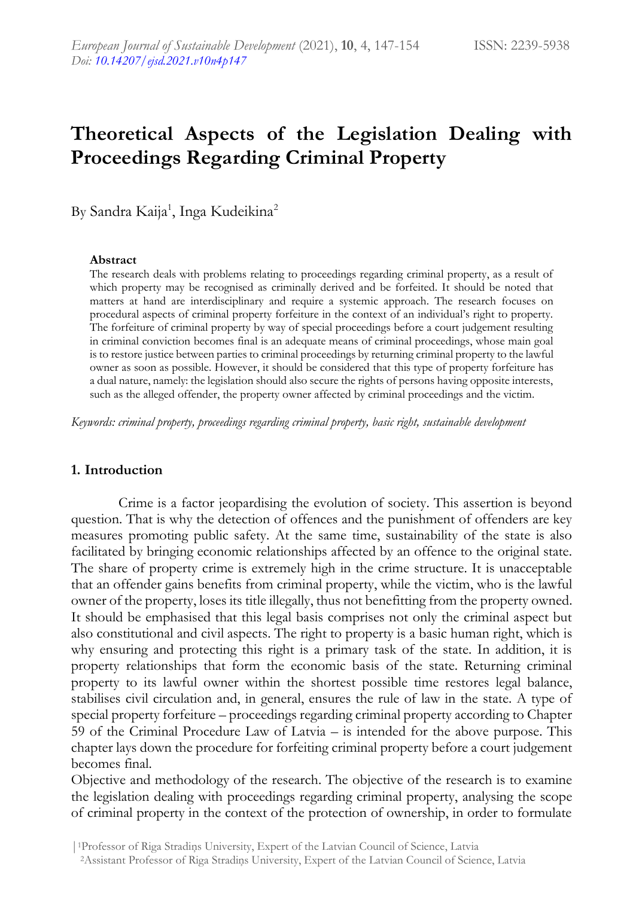# Theoretical Aspects of the Legislation Dealing with Proceedings Regarding Criminal Property

By Sandra Kaija[1], Inga Kudeikina[2]

**Abstract**

The research deals with problems relating to proceedings regarding criminal property, as a result of which property may be recognised as criminally derived and be forfeited. It should be noted that matters at hand are interdisciplinary and require a systemic approach. The research focuses on procedural aspects of criminal property forfeiture in the context of an individual's right to property. The forfeiture of criminal property by way of special proceedings before a court judgement resulting in criminal conviction becomes final is an adequate means of criminal proceedings, whose main goal is to restore justice between parties to criminal proceedings by returning criminal property to the lawful owner as soon as possible. However, it should be considered that this type of property forfeiture has a dual nature, namely: the legislation should also secure the rights of persons having opposite interests, such as the alleged offender, the property owner affected by criminal proceedings and the victim.

*Keywords: criminal property, proceedings regarding criminal property, basic right, sustainable development*

## 1. Introduction

Crime is a factor jeopardising the evolution of society. This assertion is beyond question. That is why the detection of offences and the punishment of offenders are key measures promoting public safety. At the same time, sustainability of the state is also facilitated by bringing economic relationships affected by an offence to the original state. The share of property crime is extremely high in the crime structure. It is unacceptable that an offender gains benefits from criminal property, while the victim, who is the lawful owner of the property, loses its title illegally, thus not benefitting from the property owned. It should be emphasised that this legal basis comprises not only the criminal aspect but also constitutional and civil aspects. The right to property is a basic human right, which is why ensuring and protecting this right is a primary task of the state. In addition, it is property relationships that form the economic basis of the state. Returning criminal property to its lawful owner within the shortest possible time restores legal balance, stabilises civil circulation and, in general, ensures the rule of law in the state. A type of special property forfeiture – proceedings regarding criminal property according to Chapter 59 of the Criminal Procedure Law of Latvia – is intended for the above purpose. This chapter lays down the procedure for forfeiting criminal property before a court judgement becomes final.

Objective and methodology of the research. The objective of the research is to examine the legislation dealing with proceedings regarding criminal property, analysing the scope of criminal property in the context of the protection of ownership, in order to formulate

[1]Professor of Riga Stradiņs University, Expert of the Latvian Council of Science, Latvia

[2]Assistant Professor of Riga Stradiņs University, Expert of the Latvian Council of Science, Latvia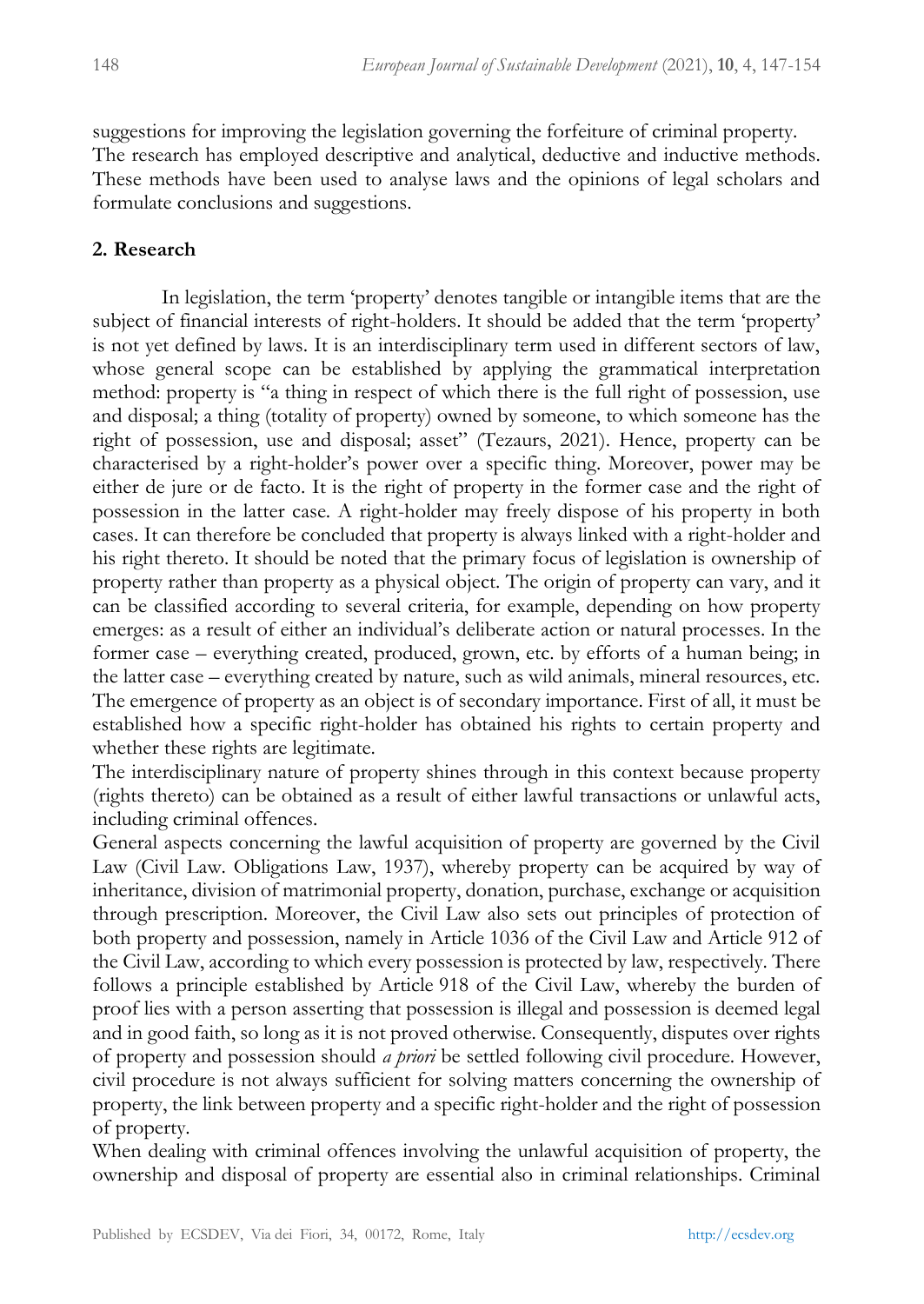suggestions for improving the legislation governing the forfeiture of criminal property.
The research has employed descriptive and analytical, deductive and inductive methods. These methods have been used to analyse laws and the opinions of legal scholars and formulate conclusions and suggestions.

## 2. Research

In legislation, the term 'property' denotes tangible or intangible items that are the subject of financial interests of right-holders. It should be added that the term 'property' is not yet defined by laws. It is an interdisciplinary term used in different sectors of law, whose general scope can be established by applying the grammatical interpretation method: property is "a thing in respect of which there is the full right of possession, use and disposal; a thing (totality of property) owned by someone, to which someone has the right of possession, use and disposal; asset" (Tezaurs, 2021). Hence, property can be characterised by a right-holder's power over a specific thing. Moreover, power may be either de jure or de facto. It is the right of property in the former case and the right of possession in the latter case. A right-holder may freely dispose of his property in both cases. It can therefore be concluded that property is always linked with a right-holder and his right thereto. It should be noted that the primary focus of legislation is ownership of property rather than property as a physical object. The origin of property can vary, and it can be classified according to several criteria, for example, depending on how property emerges: as a result of either an individual's deliberate action or natural processes. In the former case – everything created, produced, grown, etc. by efforts of a human being; in the latter case – everything created by nature, such as wild animals, mineral resources, etc. The emergence of property as an object is of secondary importance. First of all, it must be established how a specific right-holder has obtained his rights to certain property and whether these rights are legitimate.
The interdisciplinary nature of property shines through in this context because property (rights thereto) can be obtained as a result of either lawful transactions or unlawful acts, including criminal offences.
General aspects concerning the lawful acquisition of property are governed by the Civil Law (Civil Law. Obligations Law, 1937), whereby property can be acquired by way of inheritance, division of matrimonial property, donation, purchase, exchange or acquisition through prescription. Moreover, the Civil Law also sets out principles of protection of both property and possession, namely in Article 1036 of the Civil Law and Article 912 of the Civil Law, according to which every possession is protected by law, respectively. There follows a principle established by Article 918 of the Civil Law, whereby the burden of proof lies with a person asserting that possession is illegal and possession is deemed legal and in good faith, so long as it is not proved otherwise. Consequently, disputes over rights of property and possession should *a priori* be settled following civil procedure. However, civil procedure is not always sufficient for solving matters concerning the ownership of property, the link between property and a specific right-holder and the right of possession of property.
When dealing with criminal offences involving the unlawful acquisition of property, the ownership and disposal of property are essential also in criminal relationships. Criminal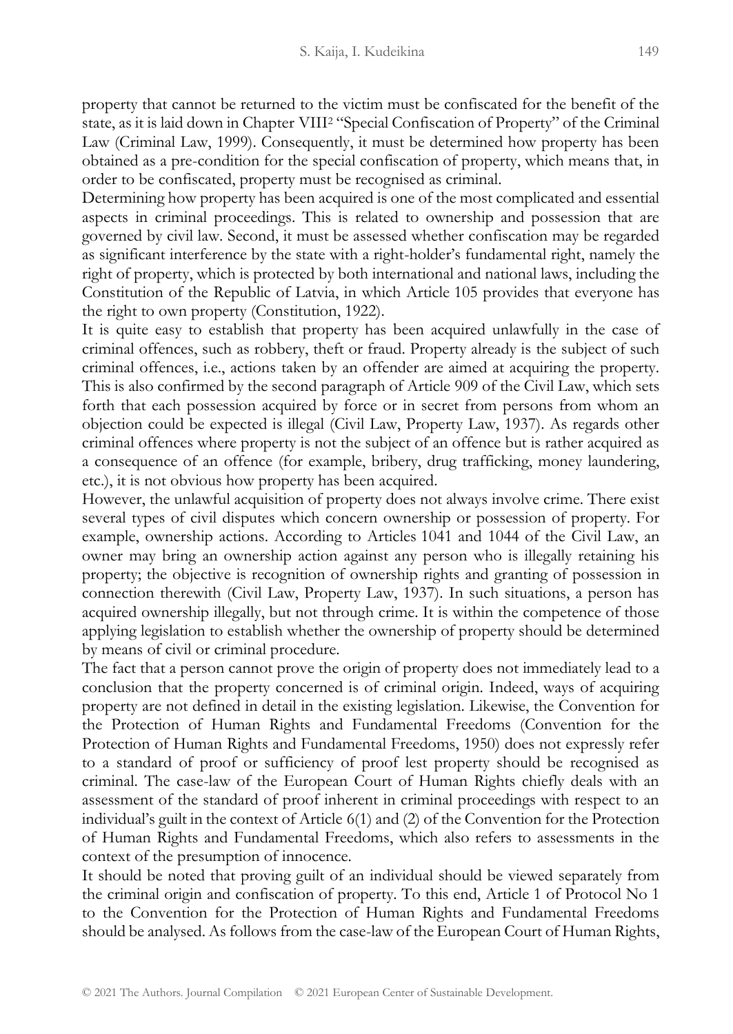property that cannot be returned to the victim must be confiscated for the benefit of the state, as it is laid down in Chapter VIII[2] "Special Confiscation of Property" of the Criminal Law (Criminal Law, 1999). Consequently, it must be determined how property has been obtained as a pre-condition for the special confiscation of property, which means that, in order to be confiscated, property must be recognised as criminal.

Determining how property has been acquired is one of the most complicated and essential aspects in criminal proceedings. This is related to ownership and possession that are governed by civil law. Second, it must be assessed whether confiscation may be regarded as significant interference by the state with a right-holder's fundamental right, namely the right of property, which is protected by both international and national laws, including the Constitution of the Republic of Latvia, in which Article 105 provides that everyone has the right to own property (Constitution, 1922).

It is quite easy to establish that property has been acquired unlawfully in the case of criminal offences, such as robbery, theft or fraud. Property already is the subject of such criminal offences, i.e., actions taken by an offender are aimed at acquiring the property. This is also confirmed by the second paragraph of Article 909 of the Civil Law, which sets forth that each possession acquired by force or in secret from persons from whom an objection could be expected is illegal (Civil Law, Property Law, 1937). As regards other criminal offences where property is not the subject of an offence but is rather acquired as a consequence of an offence (for example, bribery, drug trafficking, money laundering, etc.), it is not obvious how property has been acquired.

However, the unlawful acquisition of property does not always involve crime. There exist several types of civil disputes which concern ownership or possession of property. For example, ownership actions. According to Articles 1041 and 1044 of the Civil Law, an owner may bring an ownership action against any person who is illegally retaining his property; the objective is recognition of ownership rights and granting of possession in connection therewith (Civil Law, Property Law, 1937). In such situations, a person has acquired ownership illegally, but not through crime. It is within the competence of those applying legislation to establish whether the ownership of property should be determined by means of civil or criminal procedure.

The fact that a person cannot prove the origin of property does not immediately lead to a conclusion that the property concerned is of criminal origin. Indeed, ways of acquiring property are not defined in detail in the existing legislation. Likewise, the Convention for the Protection of Human Rights and Fundamental Freedoms (Convention for the Protection of Human Rights and Fundamental Freedoms, 1950) does not expressly refer to a standard of proof or sufficiency of proof lest property should be recognised as criminal. The case-law of the European Court of Human Rights chiefly deals with an assessment of the standard of proof inherent in criminal proceedings with respect to an individual's guilt in the context of Article 6(1) and (2) of the Convention for the Protection of Human Rights and Fundamental Freedoms, which also refers to assessments in the context of the presumption of innocence.

It should be noted that proving guilt of an individual should be viewed separately from the criminal origin and confiscation of property. To this end, Article 1 of Protocol No 1 to the Convention for the Protection of Human Rights and Fundamental Freedoms should be analysed. As follows from the case-law of the European Court of Human Rights,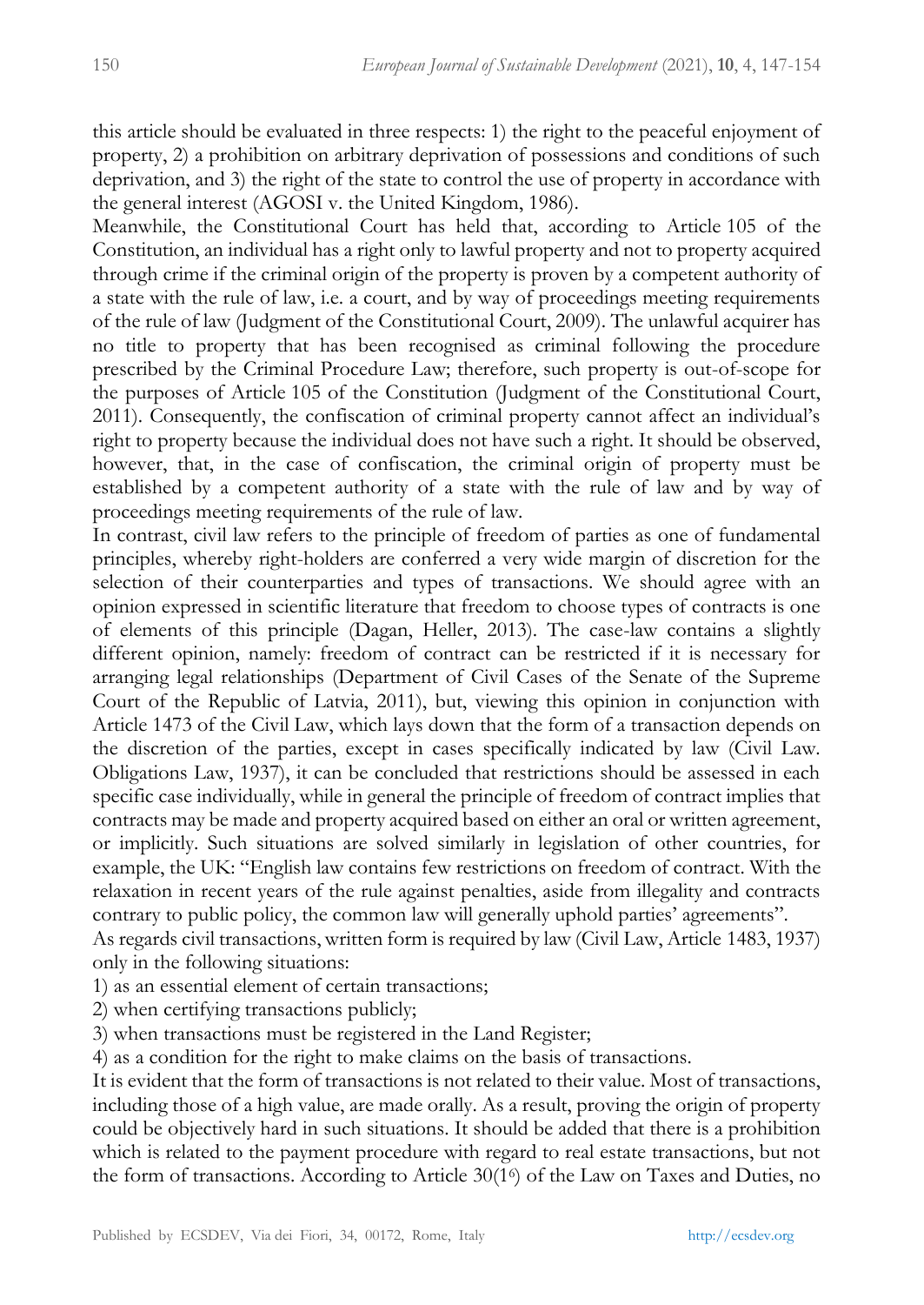this article should be evaluated in three respects: 1) the right to the peaceful enjoyment of property, 2) a prohibition on arbitrary deprivation of possessions and conditions of such deprivation, and 3) the right of the state to control the use of property in accordance with the general interest (AGOSI v. the United Kingdom, 1986).

Meanwhile, the Constitutional Court has held that, according to Article 105 of the Constitution, an individual has a right only to lawful property and not to property acquired through crime if the criminal origin of the property is proven by a competent authority of a state with the rule of law, i.e. a court, and by way of proceedings meeting requirements of the rule of law (Judgment of the Constitutional Court, 2009). The unlawful acquirer has no title to property that has been recognised as criminal following the procedure prescribed by the Criminal Procedure Law; therefore, such property is out-of-scope for the purposes of Article 105 of the Constitution (Judgment of the Constitutional Court, 2011). Consequently, the confiscation of criminal property cannot affect an individual's right to property because the individual does not have such a right. It should be observed, however, that, in the case of confiscation, the criminal origin of property must be established by a competent authority of a state with the rule of law and by way of proceedings meeting requirements of the rule of law.

In contrast, civil law refers to the principle of freedom of parties as one of fundamental principles, whereby right-holders are conferred a very wide margin of discretion for the selection of their counterparties and types of transactions. We should agree with an opinion expressed in scientific literature that freedom to choose types of contracts is one of elements of this principle (Dagan, Heller, 2013). The case-law contains a slightly different opinion, namely: freedom of contract can be restricted if it is necessary for arranging legal relationships (Department of Civil Cases of the Senate of the Supreme Court of the Republic of Latvia, 2011), but, viewing this opinion in conjunction with Article 1473 of the Civil Law, which lays down that the form of a transaction depends on the discretion of the parties, except in cases specifically indicated by law (Civil Law. Obligations Law, 1937), it can be concluded that restrictions should be assessed in each specific case individually, while in general the principle of freedom of contract implies that contracts may be made and property acquired based on either an oral or written agreement, or implicitly. Such situations are solved similarly in legislation of other countries, for example, the UK: "English law contains few restrictions on freedom of contract. With the relaxation in recent years of the rule against penalties, aside from illegality and contracts contrary to public policy, the common law will generally uphold parties' agreements".

As regards civil transactions, written form is required by law (Civil Law, Article 1483, 1937) only in the following situations:

1) as an essential element of certain transactions;
2) when certifying transactions publicly;
3) when transactions must be registered in the Land Register;
4) as a condition for the right to make claims on the basis of transactions.

It is evident that the form of transactions is not related to their value. Most of transactions, including those of a high value, are made orally. As a result, proving the origin of property could be objectively hard in such situations. It should be added that there is a prohibition which is related to the payment procedure with regard to real estate transactions, but not the form of transactions. According to Article $30(1^6)$ of the Law on Taxes and Duties, no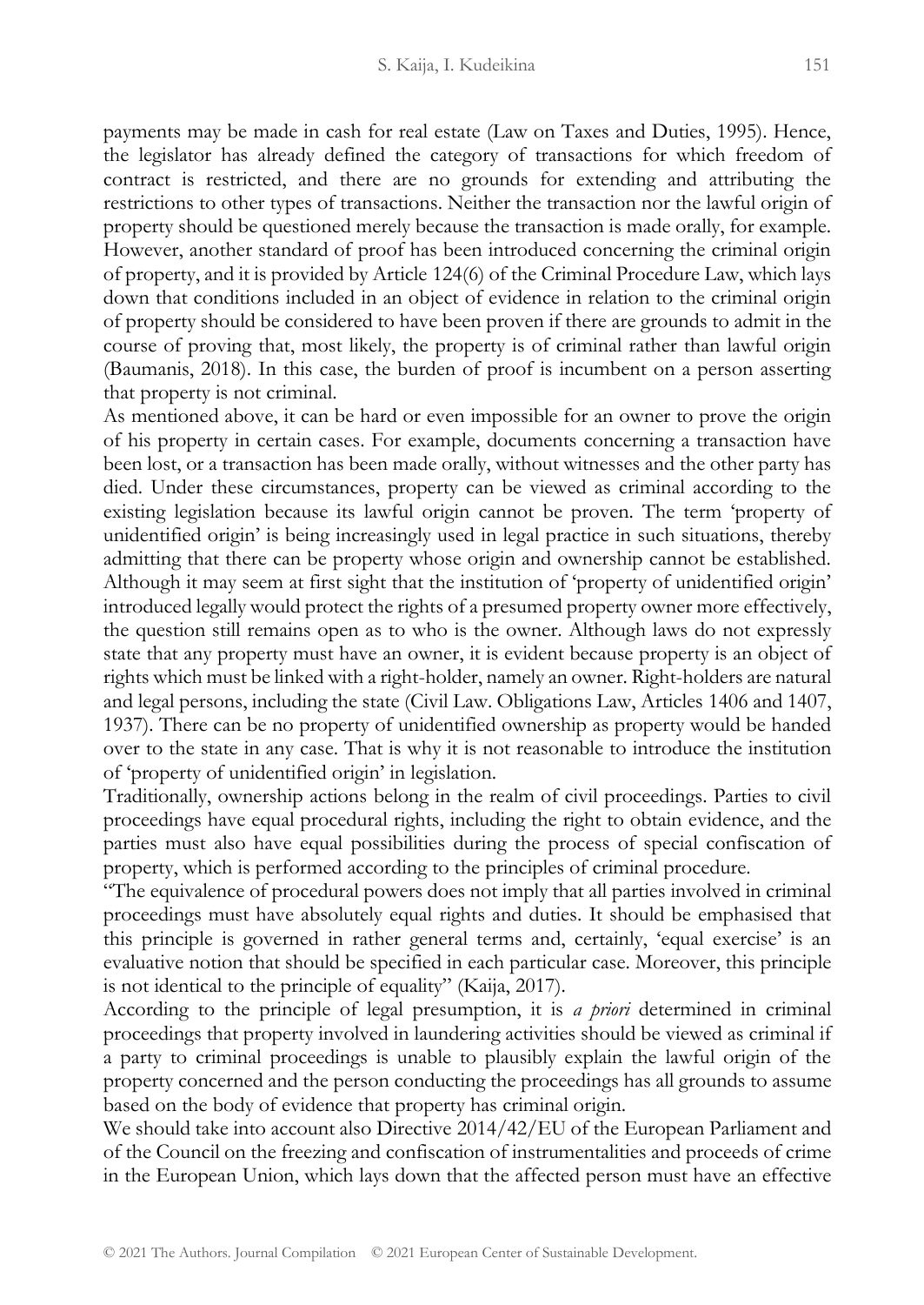payments may be made in cash for real estate (Law on Taxes and Duties, 1995). Hence, the legislator has already defined the category of transactions for which freedom of contract is restricted, and there are no grounds for extending and attributing the restrictions to other types of transactions. Neither the transaction nor the lawful origin of property should be questioned merely because the transaction is made orally, for example. However, another standard of proof has been introduced concerning the criminal origin of property, and it is provided by Article 124(6) of the Criminal Procedure Law, which lays down that conditions included in an object of evidence in relation to the criminal origin of property should be considered to have been proven if there are grounds to admit in the course of proving that, most likely, the property is of criminal rather than lawful origin (Baumanis, 2018). In this case, the burden of proof is incumbent on a person asserting that property is not criminal.

As mentioned above, it can be hard or even impossible for an owner to prove the origin of his property in certain cases. For example, documents concerning a transaction have been lost, or a transaction has been made orally, without witnesses and the other party has died. Under these circumstances, property can be viewed as criminal according to the existing legislation because its lawful origin cannot be proven. The term 'property of unidentified origin' is being increasingly used in legal practice in such situations, thereby admitting that there can be property whose origin and ownership cannot be established. Although it may seem at first sight that the institution of 'property of unidentified origin' introduced legally would protect the rights of a presumed property owner more effectively, the question still remains open as to who is the owner. Although laws do not expressly state that any property must have an owner, it is evident because property is an object of rights which must be linked with a right-holder, namely an owner. Right-holders are natural and legal persons, including the state (Civil Law. Obligations Law, Articles 1406 and 1407, 1937). There can be no property of unidentified ownership as property would be handed over to the state in any case. That is why it is not reasonable to introduce the institution of 'property of unidentified origin' in legislation.

Traditionally, ownership actions belong in the realm of civil proceedings. Parties to civil proceedings have equal procedural rights, including the right to obtain evidence, and the parties must also have equal possibilities during the process of special confiscation of property, which is performed according to the principles of criminal procedure.

"The equivalence of procedural powers does not imply that all parties involved in criminal proceedings must have absolutely equal rights and duties. It should be emphasised that this principle is governed in rather general terms and, certainly, 'equal exercise' is an evaluative notion that should be specified in each particular case. Moreover, this principle is not identical to the principle of equality" (Kaija, 2017).

According to the principle of legal presumption, it is *a priori* determined in criminal proceedings that property involved in laundering activities should be viewed as criminal if a party to criminal proceedings is unable to plausibly explain the lawful origin of the property concerned and the person conducting the proceedings has all grounds to assume based on the body of evidence that property has criminal origin.

We should take into account also Directive 2014/42/EU of the European Parliament and of the Council on the freezing and confiscation of instrumentalities and proceeds of crime in the European Union, which lays down that the affected person must have an effective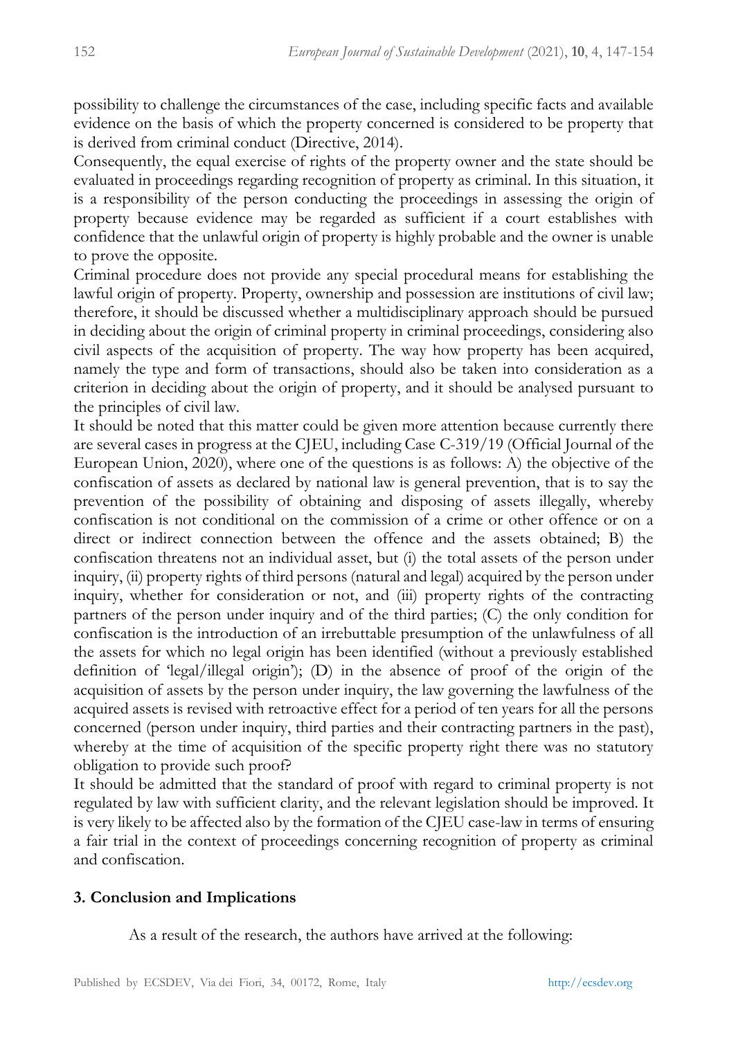possibility to challenge the circumstances of the case, including specific facts and available evidence on the basis of which the property concerned is considered to be property that is derived from criminal conduct (Directive, 2014).

Consequently, the equal exercise of rights of the property owner and the state should be evaluated in proceedings regarding recognition of property as criminal. In this situation, it is a responsibility of the person conducting the proceedings in assessing the origin of property because evidence may be regarded as sufficient if a court establishes with confidence that the unlawful origin of property is highly probable and the owner is unable to prove the opposite.

Criminal procedure does not provide any special procedural means for establishing the lawful origin of property. Property, ownership and possession are institutions of civil law; therefore, it should be discussed whether a multidisciplinary approach should be pursued in deciding about the origin of criminal property in criminal proceedings, considering also civil aspects of the acquisition of property. The way how property has been acquired, namely the type and form of transactions, should also be taken into consideration as a criterion in deciding about the origin of property, and it should be analysed pursuant to the principles of civil law.

It should be noted that this matter could be given more attention because currently there are several cases in progress at the CJEU, including Case C-319/19 (Official Journal of the European Union, 2020), where one of the questions is as follows: A) the objective of the confiscation of assets as declared by national law is general prevention, that is to say the prevention of the possibility of obtaining and disposing of assets illegally, whereby confiscation is not conditional on the commission of a crime or other offence or on a direct or indirect connection between the offence and the assets obtained; B) the confiscation threatens not an individual asset, but (i) the total assets of the person under inquiry, (ii) property rights of third persons (natural and legal) acquired by the person under inquiry, whether for consideration or not, and (iii) property rights of the contracting partners of the person under inquiry and of the third parties; (C) the only condition for confiscation is the introduction of an irrebuttable presumption of the unlawfulness of all the assets for which no legal origin has been identified (without a previously established definition of 'legal/illegal origin'); (D) in the absence of proof of the origin of the acquisition of assets by the person under inquiry, the law governing the lawfulness of the acquired assets is revised with retroactive effect for a period of ten years for all the persons concerned (person under inquiry, third parties and their contracting partners in the past), whereby at the time of acquisition of the specific property right there was no statutory obligation to provide such proof?

It should be admitted that the standard of proof with regard to criminal property is not regulated by law with sufficient clarity, and the relevant legislation should be improved. It is very likely to be affected also by the formation of the CJEU case-law in terms of ensuring a fair trial in the context of proceedings concerning recognition of property as criminal and confiscation.

## 3. Conclusion and Implications

As a result of the research, the authors have arrived at the following: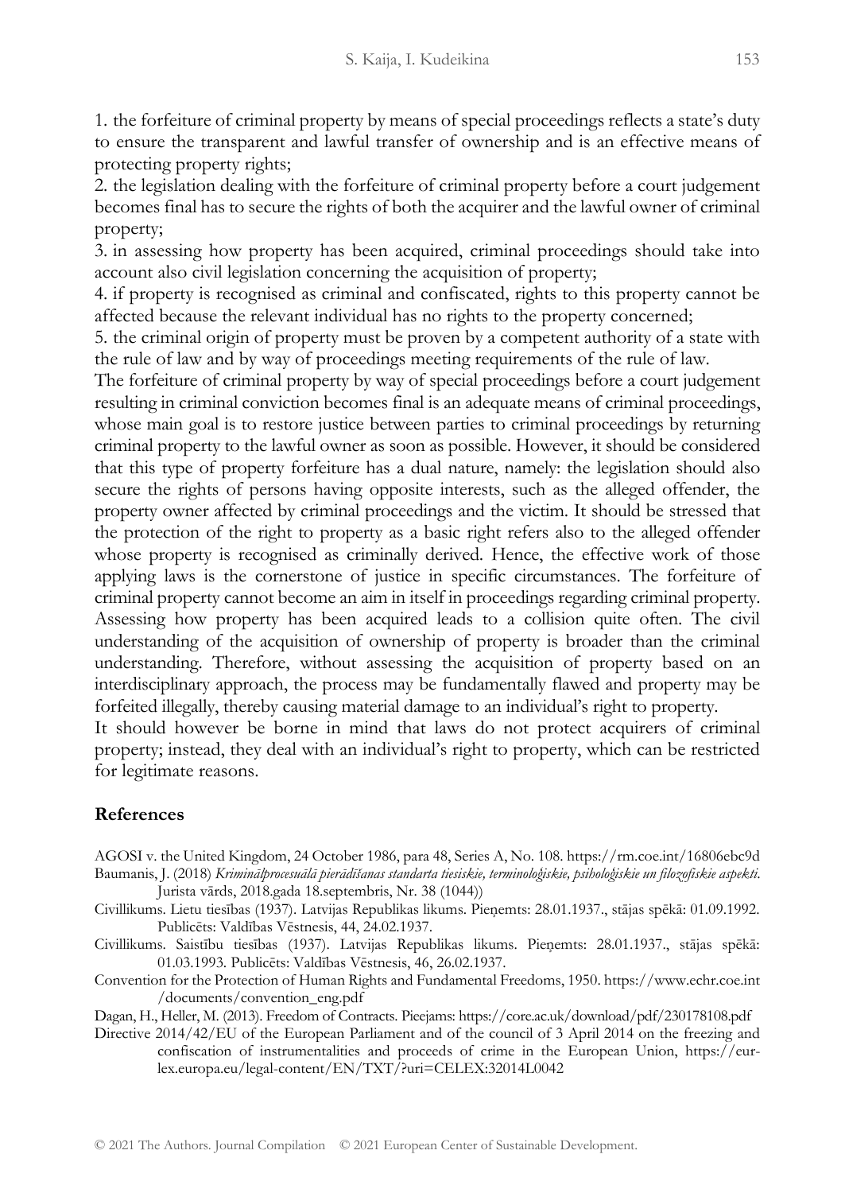1. the forfeiture of criminal property by means of special proceedings reflects a state's duty to ensure the transparent and lawful transfer of ownership and is an effective means of protecting property rights;
2. the legislation dealing with the forfeiture of criminal property before a court judgement becomes final has to secure the rights of both the acquirer and the lawful owner of criminal property;
3. in assessing how property has been acquired, criminal proceedings should take into account also civil legislation concerning the acquisition of property;
4. if property is recognised as criminal and confiscated, rights to this property cannot be affected because the relevant individual has no rights to the property concerned;
5. the criminal origin of property must be proven by a competent authority of a state with the rule of law and by way of proceedings meeting requirements of the rule of law.

The forfeiture of criminal property by way of special proceedings before a court judgement resulting in criminal conviction becomes final is an adequate means of criminal proceedings, whose main goal is to restore justice between parties to criminal proceedings by returning criminal property to the lawful owner as soon as possible. However, it should be considered that this type of property forfeiture has a dual nature, namely: the legislation should also secure the rights of persons having opposite interests, such as the alleged offender, the property owner affected by criminal proceedings and the victim. It should be stressed that the protection of the right to property as a basic right refers also to the alleged offender whose property is recognised as criminally derived. Hence, the effective work of those applying laws is the cornerstone of justice in specific circumstances. The forfeiture of criminal property cannot become an aim in itself in proceedings regarding criminal property. Assessing how property has been acquired leads to a collision quite often. The civil understanding of the acquisition of ownership of property is broader than the criminal understanding. Therefore, without assessing the acquisition of property based on an interdisciplinary approach, the process may be fundamentally flawed and property may be forfeited illegally, thereby causing material damage to an individual's right to property.

It should however be borne in mind that laws do not protect acquirers of criminal property; instead, they deal with an individual's right to property, which can be restricted for legitimate reasons.

## References

AGOSI v. the United Kingdom, 24 October 1986, para 48, Series A, No. 108. https://rm.coe.int/16806ebc9d

Baumanis, J. (2018) *Kriminālprocesuālā pierādīšanas standarta tiesiskie, terminoloģiskie, psiholoģiskie un filozofiskie aspekti*. Jurista vārds, 2018.gada 18.septembris, Nr. 38 (1044))

Civillikums. Lietu tiesības (1937). Latvijas Republikas likums. Pieņemts: 28.01.1937., stājas spēkā: 01.09.1992. Publicēts: Valdības Vēstnesis, 44, 24.02.1937.

Civillikums. Saistību tiesības (1937). Latvijas Republikas likums. Pieņemts: 28.01.1937., stājas spēkā: 01.03.1993. Publicēts: Valdības Vēstnesis, 46, 26.02.1937.

Convention for the Protection of Human Rights and Fundamental Freedoms, 1950. https://www.echr.coe.int/documents/convention_eng.pdf

Dagan, H., Heller, M. (2013). Freedom of Contracts. Pieejams: https://core.ac.uk/download/pdf/230178108.pdf

Directive 2014/42/EU of the European Parliament and of the council of 3 April 2014 on the freezing and confiscation of instrumentalities and proceeds of crime in the European Union, https://eur-lex.europa.eu/legal-content/EN/TXT/?uri=CELEX:32014L0042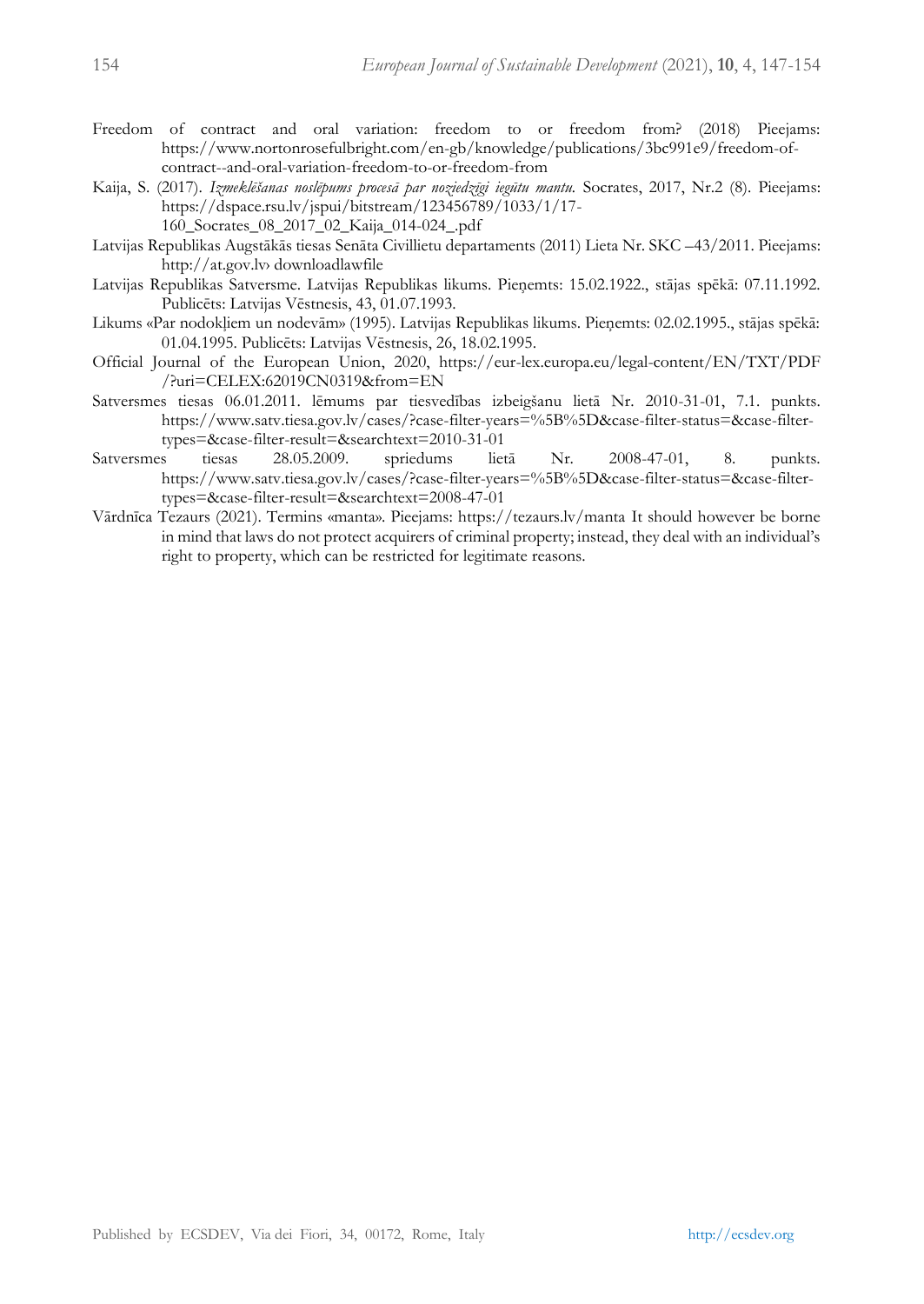Freedom of contract and oral variation: freedom to or freedom from? (2018) Pieejams: https://www.nortonrosefulbright.com/en-gb/knowledge/publications/3bc991e9/freedom-of-contract--and-oral-variation-freedom-to-or-freedom-from

Kaija, S. (2017). *Izmeklēšanas noslēpums procesā par noziedzīgi iegūtu mantu.* Socrates, 2017, Nr.2 (8). Pieejams: https://dspace.rsu.lv/jspui/bitstream/123456789/1033/1/17-160_Socrates_08_2017_02_Kaija_014-024_.pdf

Latvijas Republikas Augstākās tiesas Senāta Civillietu departaments (2011) Lieta Nr. SKC –43/2011. Pieejams: http://at.gov.lv› downloadlawfile

Latvijas Republikas Satversme. Latvijas Republikas likums. Pieņemts: 15.02.1922., stājas spēkā: 07.11.1992. Publicēts: Latvijas Vēstnesis, 43, 01.07.1993.

Likums «Par nodokļiem un nodevām» (1995). Latvijas Republikas likums. Pieņemts: 02.02.1995., stājas spēkā: 01.04.1995. Publicēts: Latvijas Vēstnesis, 26, 18.02.1995.

Official Journal of the European Union, 2020, https://eur-lex.europa.eu/legal-content/EN/TXT/PDF/?uri=CELEX:62019CN0319&from=EN

Satversmes tiesas 06.01.2011. lēmums par tiesvedības izbeigšanu lietā Nr. 2010-31-01, 7.1. punkts. https://www.satv.tiesa.gov.lv/cases/?case-filter-years=%5B%5D&case-filter-status=&case-filter-types=&case-filter-result=&searchtext=2010-31-01

Satversmes tiesas 28.05.2009. spriedums lietā Nr. 2008-47-01, 8. punkts. https://www.satv.tiesa.gov.lv/cases/?case-filter-years=%5B%5D&case-filter-status=&case-filter-types=&case-filter-result=&searchtext=2008-47-01

Vārdnīca Tezaurs (2021). Termins «manta». Pieejams: https://tezaurs.lv/manta It should however be borne in mind that laws do not protect acquirers of criminal property; instead, they deal with an individual's right to property, which can be restricted for legitimate reasons.